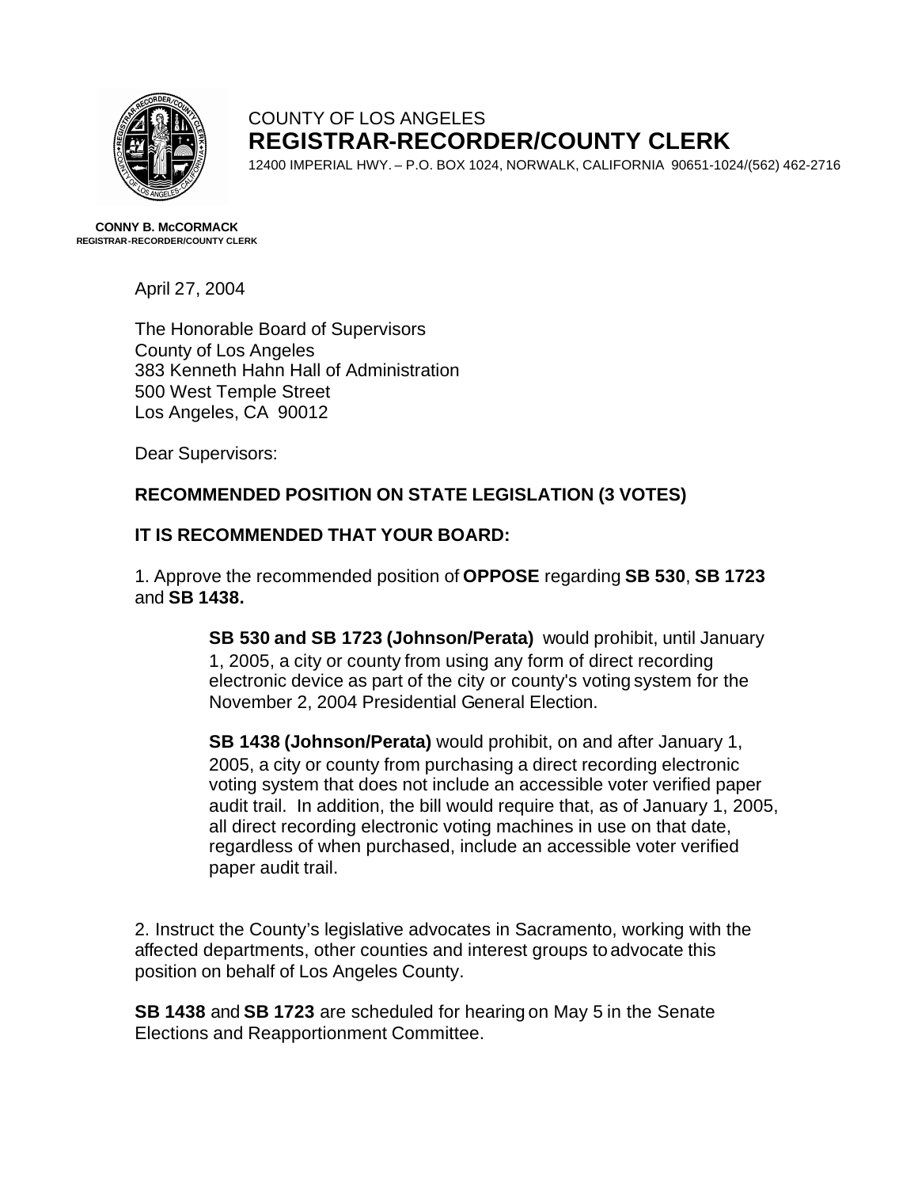COUNTY OF LOS ANGELES

**REGISTRAR-RECORDER/COUNTY CLERK**

12400 IMPERIAL HWY. – P.O. BOX 1024, NORWALK, CALIFORNIA 90651-1024/(562) 462-2716

**CONNY B. McCORMACK**
**REGISTRAR-RECORDER/COUNTY CLERK**

April 27, 2004

The Honorable Board of Supervisors
County of Los Angeles
383 Kenneth Hahn Hall of Administration
500 West Temple Street
Los Angeles, CA 90012

Dear Supervisors:

**RECOMMENDED POSITION ON STATE LEGISLATION (3 VOTES)**

**IT IS RECOMMENDED THAT YOUR BOARD:**

1. Approve the recommended position of **OPPOSE** regarding **SB 530**, **SB 1723** and **SB 1438.**

> **SB 530 and SB 1723 (Johnson/Perata)** would prohibit, until January 1, 2005, a city or county from using any form of direct recording electronic device as part of the city or county's voting system for the November 2, 2004 Presidential General Election.
>
> **SB 1438 (Johnson/Perata)** would prohibit, on and after January 1, 2005, a city or county from purchasing a direct recording electronic voting system that does not include an accessible voter verified paper audit trail. In addition, the bill would require that, as of January 1, 2005, all direct recording electronic voting machines in use on that date, regardless of when purchased, include an accessible voter verified paper audit trail.

2. Instruct the County's legislative advocates in Sacramento, working with the affected departments, other counties and interest groups to advocate this position on behalf of Los Angeles County.

**SB 1438** and **SB 1723** are scheduled for hearing on May 5 in the Senate Elections and Reapportionment Committee.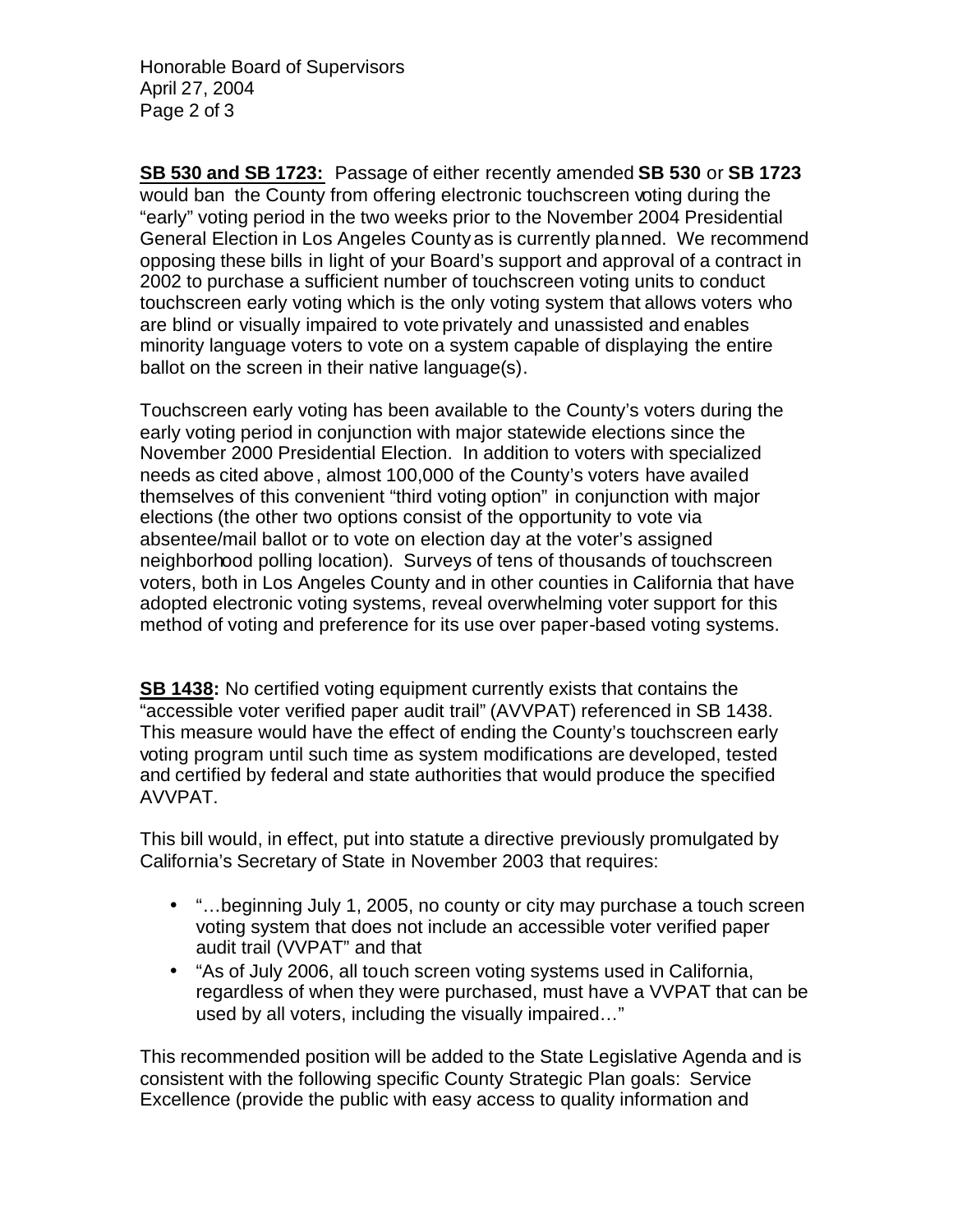**SB 530 and SB 1723:** Passage of either recently amended **SB 530** or **SB 1723** would ban the County from offering electronic touchscreen voting during the "early" voting period in the two weeks prior to the November 2004 Presidential General Election in Los Angeles County as is currently planned. We recommend opposing these bills in light of your Board's support and approval of a contract in 2002 to purchase a sufficient number of touchscreen voting units to conduct touchscreen early voting which is the only voting system that allows voters who are blind or visually impaired to vote privately and unassisted and enables minority language voters to vote on a system capable of displaying the entire ballot on the screen in their native language(s).

Touchscreen early voting has been available to the County's voters during the early voting period in conjunction with major statewide elections since the November 2000 Presidential Election. In addition to voters with specialized needs as cited above, almost 100,000 of the County's voters have availed themselves of this convenient "third voting option" in conjunction with major elections (the other two options consist of the opportunity to vote via absentee/mail ballot or to vote on election day at the voter's assigned neighborhood polling location). Surveys of tens of thousands of touchscreen voters, both in Los Angeles County and in other counties in California that have adopted electronic voting systems, reveal overwhelming voter support for this method of voting and preference for its use over paper-based voting systems.

**SB 1438:** No certified voting equipment currently exists that contains the "accessible voter verified paper audit trail" (AVVPAT) referenced in SB 1438. This measure would have the effect of ending the County's touchscreen early voting program until such time as system modifications are developed, tested and certified by federal and state authorities that would produce the specified AVVPAT.

This bill would, in effect, put into statute a directive previously promulgated by California's Secretary of State in November 2003 that requires:

- "…beginning July 1, 2005, no county or city may purchase a touch screen voting system that does not include an accessible voter verified paper audit trail (VVPAT" and that
- "As of July 2006, all touch screen voting systems used in California, regardless of when they were purchased, must have a VVPAT that can be used by all voters, including the visually impaired…"

This recommended position will be added to the State Legislative Agenda and is consistent with the following specific County Strategic Plan goals: Service Excellence (provide the public with easy access to quality information and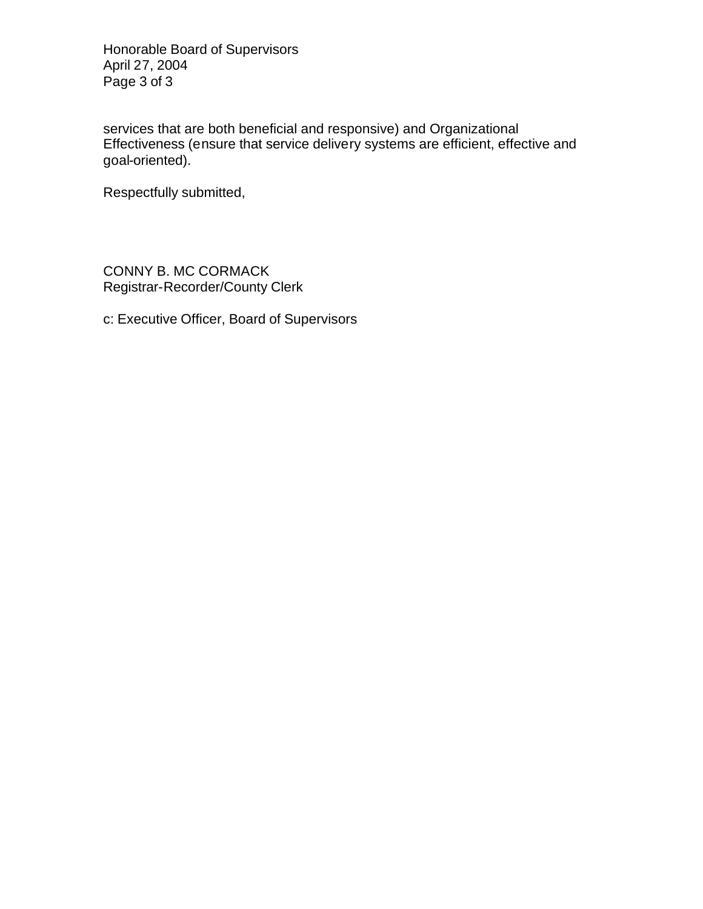services that are both beneficial and responsive) and Organizational Effectiveness (ensure that service delivery systems are efficient, effective and goal-oriented).

Respectfully submitted,

CONNY B. MC CORMACK
Registrar-Recorder/County Clerk

c: Executive Officer, Board of Supervisors